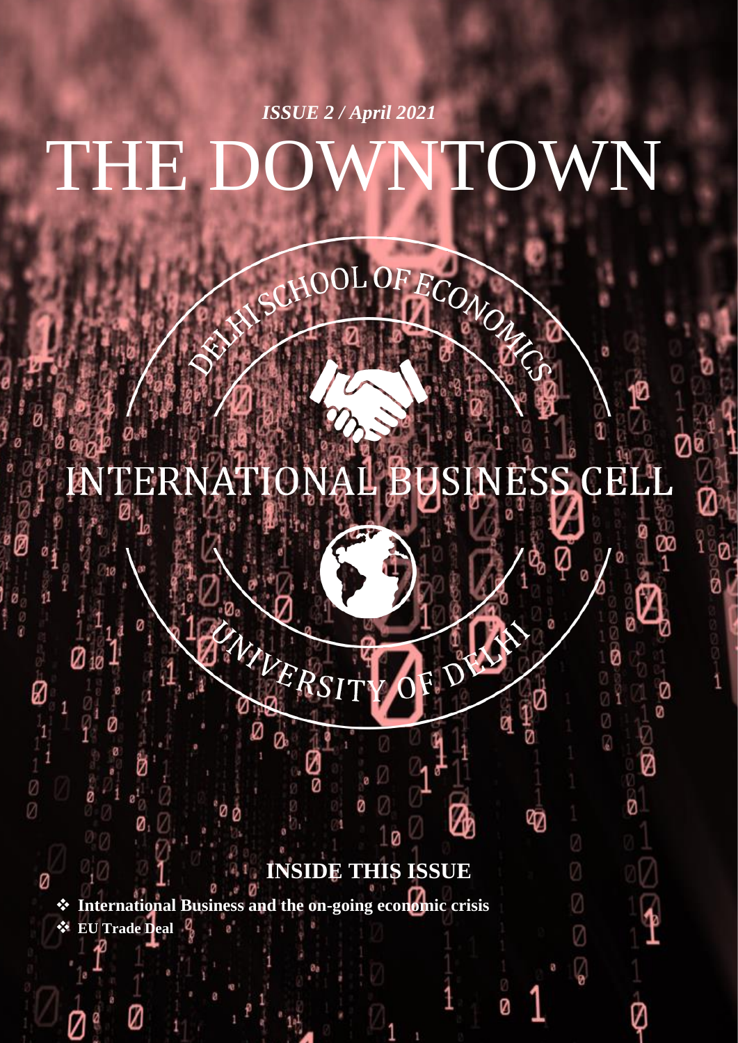*ISSUE 2 / April 2021*

# THE DOWNTOWN

DELHI SCHOOL OF ECONOMICS

INTERNATIONAL BUSINESS CELL

UNIVERSITY OF DELHI

## INSIDE THIS ISSUE

- **International Business and the on-going economic crisis**
- **EU Trade Deal**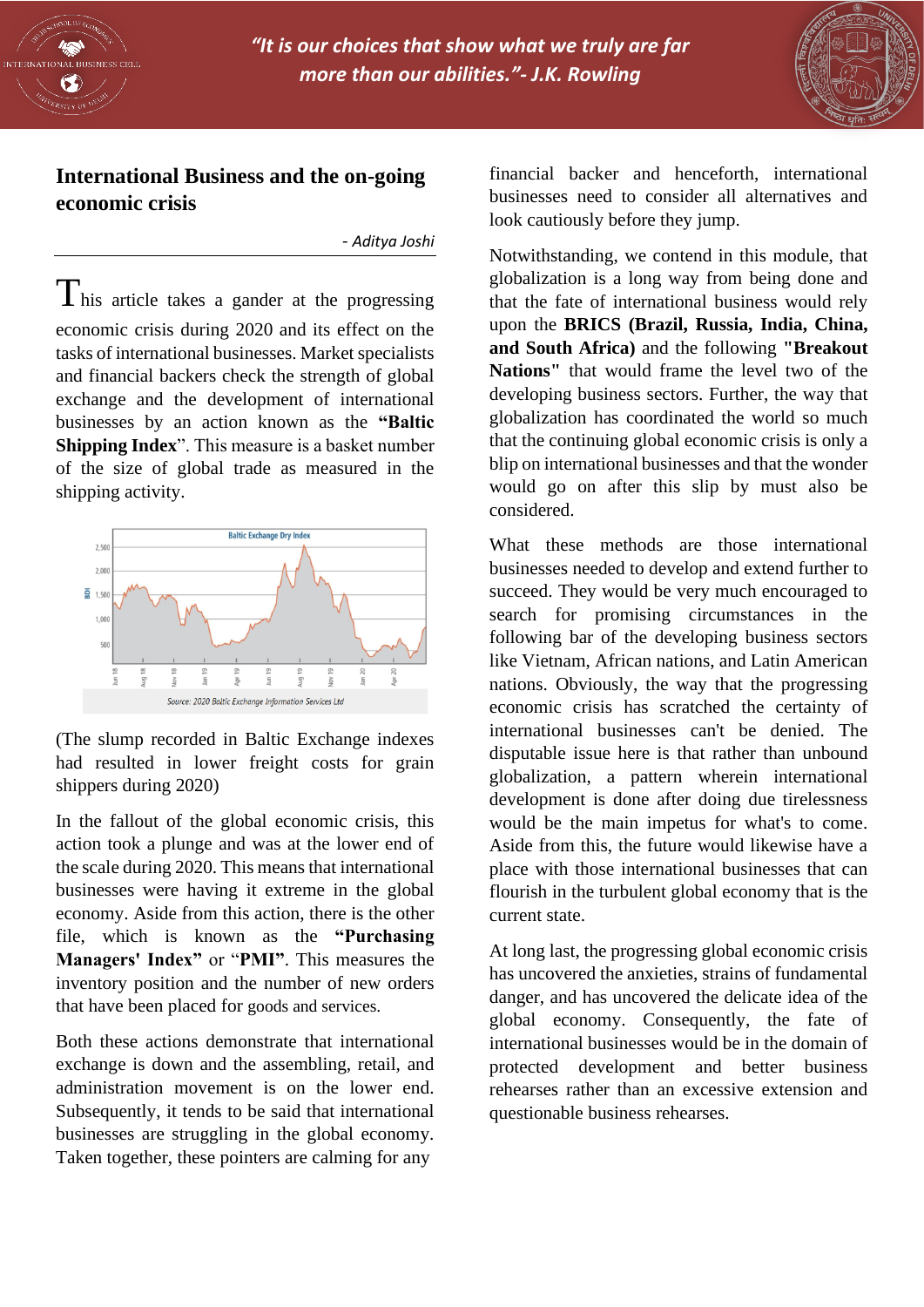## International Business and the on-going economic crisis

*- Aditya Joshi*

This article takes a gander at the progressing economic crisis during 2020 and its effect on the tasks of international businesses. Market specialists and financial backers check the strength of global exchange and the development of international businesses by an action known as the **"Baltic Shipping Index"**. This measure is a basket number of the size of global trade as measured in the shipping activity.

(The slump recorded in Baltic Exchange indexes had resulted in lower freight costs for grain shippers during 2020)

In the fallout of the global economic crisis, this action took a plunge and was at the lower end of the scale during 2020. This means that international businesses were having it extreme in the global economy. Aside from this action, there is the other file, which is known as the **"Purchasing Managers' Index"** or "**PMI**". This measures the inventory position and the number of new orders that have been placed for goods and services.

Both these actions demonstrate that international exchange is down and the assembling, retail, and administration movement is on the lower end. Subsequently, it tends to be said that international businesses are struggling in the global economy. Taken together, these pointers are calming for any financial backer and henceforth, international businesses need to consider all alternatives and look cautiously before they jump.

Notwithstanding, we contend in this module, that globalization is a long way from being done and that the fate of international business would rely upon the **BRICS (Brazil, Russia, India, China, and South Africa)** and the following **"Breakout Nations"** that would frame the level two of the developing business sectors. Further, the way that globalization has coordinated the world so much that the continuing global economic crisis is only a blip on international businesses and that the wonder would go on after this slip by must also be considered.

What these methods are those international businesses needed to develop and extend further to succeed. They would be very much encouraged to search for promising circumstances in the following bar of the developing business sectors like Vietnam, African nations, and Latin American nations. Obviously, the way that the progressing economic crisis has scratched the certainty of international businesses can't be denied. The disputable issue here is that rather than unbound globalization, a pattern wherein international development is done after doing due tirelessness would be the main impetus for what's to come. Aside from this, the future would likewise have a place with those international businesses that can flourish in the turbulent global economy that is the current state.

At long last, the progressing global economic crisis has uncovered the anxieties, strains of fundamental danger, and has uncovered the delicate idea of the global economy. Consequently, the fate of international businesses would be in the domain of protected development and better business rehearses rather than an excessive extension and questionable business rehearses.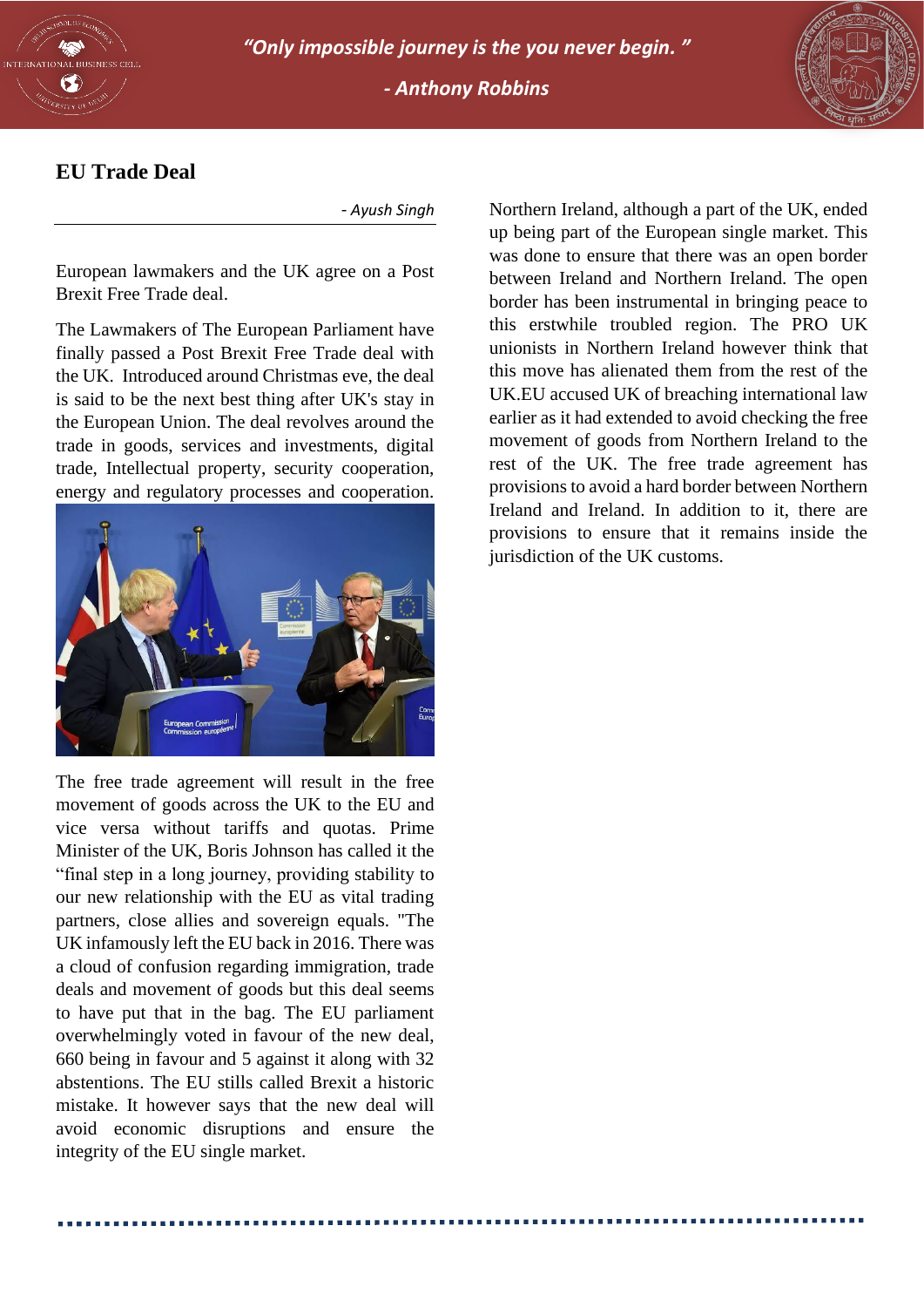## EU Trade Deal

*- Ayush Singh*

European lawmakers and the UK agree on a Post Brexit Free Trade deal.

The Lawmakers of The European Parliament have finally passed a Post Brexit Free Trade deal with the UK. Introduced around Christmas eve, the deal is said to be the next best thing after UK's stay in the European Union. The deal revolves around the trade in goods, services and investments, digital trade, Intellectual property, security cooperation, energy and regulatory processes and cooperation.

The free trade agreement will result in the free movement of goods across the UK to the EU and vice versa without tariffs and quotas. Prime Minister of the UK, Boris Johnson has called it the "final step in a long journey, providing stability to our new relationship with the EU as vital trading partners, close allies and sovereign equals. "The UK infamously left the EU back in 2016. There was a cloud of confusion regarding immigration, trade deals and movement of goods but this deal seems to have put that in the bag. The EU parliament overwhelmingly voted in favour of the new deal, 660 being in favour and 5 against it along with 32 abstentions. The EU stills called Brexit a historic mistake. It however says that the new deal will avoid economic disruptions and ensure the integrity of the EU single market.

Northern Ireland, although a part of the UK, ended up being part of the European single market. This was done to ensure that there was an open border between Ireland and Northern Ireland. The open border has been instrumental in bringing peace to this erstwhile troubled region. The PRO UK unionists in Northern Ireland however think that this move has alienated them from the rest of the UK.EU accused UK of breaching international law earlier as it had extended to avoid checking the free movement of goods from Northern Ireland to the rest of the UK. The free trade agreement has provisions to avoid a hard border between Northern Ireland and Ireland. In addition to it, there are provisions to ensure that it remains inside the jurisdiction of the UK customs.